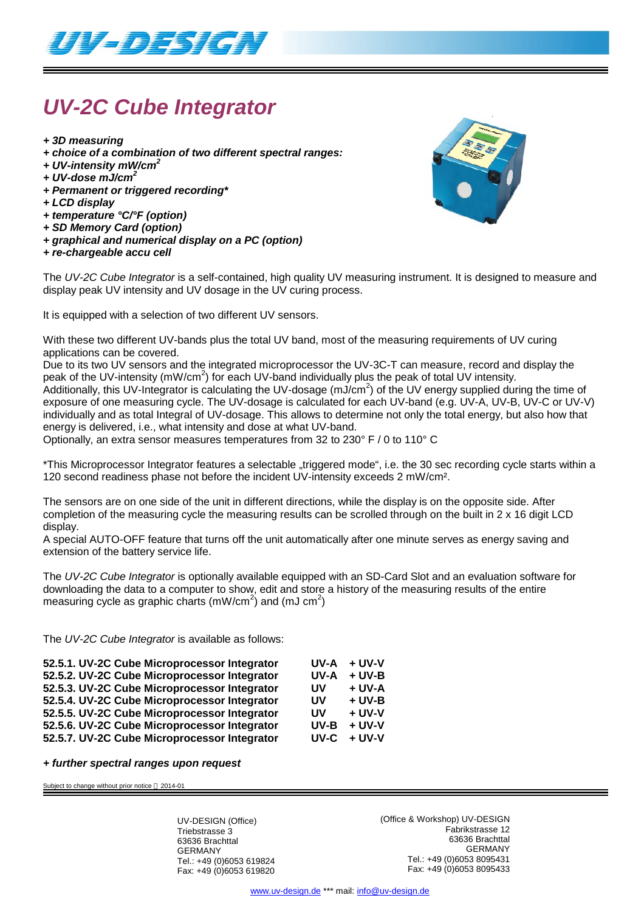# *UV-2C Cube Integrator*

***+ 3D measuring***
***+ choice of a combination of two different spectral ranges:***
***+ UV-intensity mW/cm²***
***+ UV-dose mJ/cm²***
***+ Permanent or triggered recording****
***+ LCD display***
***+ temperature °C/°F (option)***
***+ SD Memory Card (option)***
***+ graphical and numerical display on a PC (option)***
***+ re-chargeable accu cell***

The *UV-2C Cube Integrator* is a self-contained, high quality UV measuring instrument. It is designed to measure and display peak UV intensity and UV dosage in the UV curing process.

It is equipped with a selection of two different UV sensors.

With these two different UV-bands plus the total UV band, most of the measuring requirements of UV curing applications can be covered.
Due to its two UV sensors and the integrated microprocessor the UV-3C-T can measure, record and display the peak of the UV-intensity (mW/cm$^2$) for each UV-band individually plus the peak of total UV intensity.
Additionally, this UV-Integrator is calculating the UV-dosage (mJ/cm$^2$) of the UV energy supplied during the time of exposure of one measuring cycle. The UV-dosage is calculated for each UV-band (e.g. UV-A, UV-B, UV-C or UV-V) individually and as total Integral of UV-dosage. This allows to determine not only the total energy, but also how that energy is delivered, i.e., what intensity and dose at what UV-band.
Optionally, an extra sensor measures temperatures from 32 to 230° F / 0 to 110° C

*This Microprocessor Integrator features a selectable „triggered mode", i.e. the 30 sec recording cycle starts within a 120 second readiness phase not before the incident UV-intensity exceeds 2 mW/cm².

The sensors are on one side of the unit in different directions, while the display is on the opposite side. After completion of the measuring cycle the measuring results can be scrolled through on the built in 2 x 16 digit LCD display.
A special AUTO-OFF feature that turns off the unit automatically after one minute serves as energy saving and extension of the battery service life.

The *UV-2C Cube Integrator* is optionally available equipped with an SD-Card Slot and an evaluation software for downloading the data to a computer to show, edit and store a history of the measuring results of the entire measuring cycle as graphic charts (mW/cm$^2$) and (mJ cm$^2$)

The *UV-2C Cube Integrator* is available as follows:

| | | |
|---|---|---|
| **52.5.1. UV-2C Cube Microprocessor Integrator** | **UV-A** | **+ UV-V** |
| **52.5.2. UV-2C Cube Microprocessor Integrator** | **UV-A** | **+ UV-B** |
| **52.5.3. UV-2C Cube Microprocessor Integrator** | **UV** | **+ UV-A** |
| **52.5.4. UV-2C Cube Microprocessor Integrator** | **UV** | **+ UV-B** |
| **52.5.5. UV-2C Cube Microprocessor Integrator** | **UV** | **+ UV-V** |
| **52.5.6. UV-2C Cube Microprocessor Integrator** | **UV-B** | **+ UV-V** |
| **52.5.7. UV-2C Cube Microprocessor Integrator** | **UV-C** | **+ UV-V** |

***+ further spectral ranges upon request***

Subject to change without prior notice 2014-01

UV-DESIGN (Office)
Triebstrasse 3
63636 Brachttal
GERMANY
Tel.: +49 (0)6053 619824
Fax: +49 (0)6053 619820

(Office & Workshop) UV-DESIGN
Fabrikstrasse 12
63636 Brachttal
GERMANY
Tel.: +49 (0)6053 8095431
Fax: +49 (0)6053 8095433

www.uv-design.de *** mail: info@uv-design.de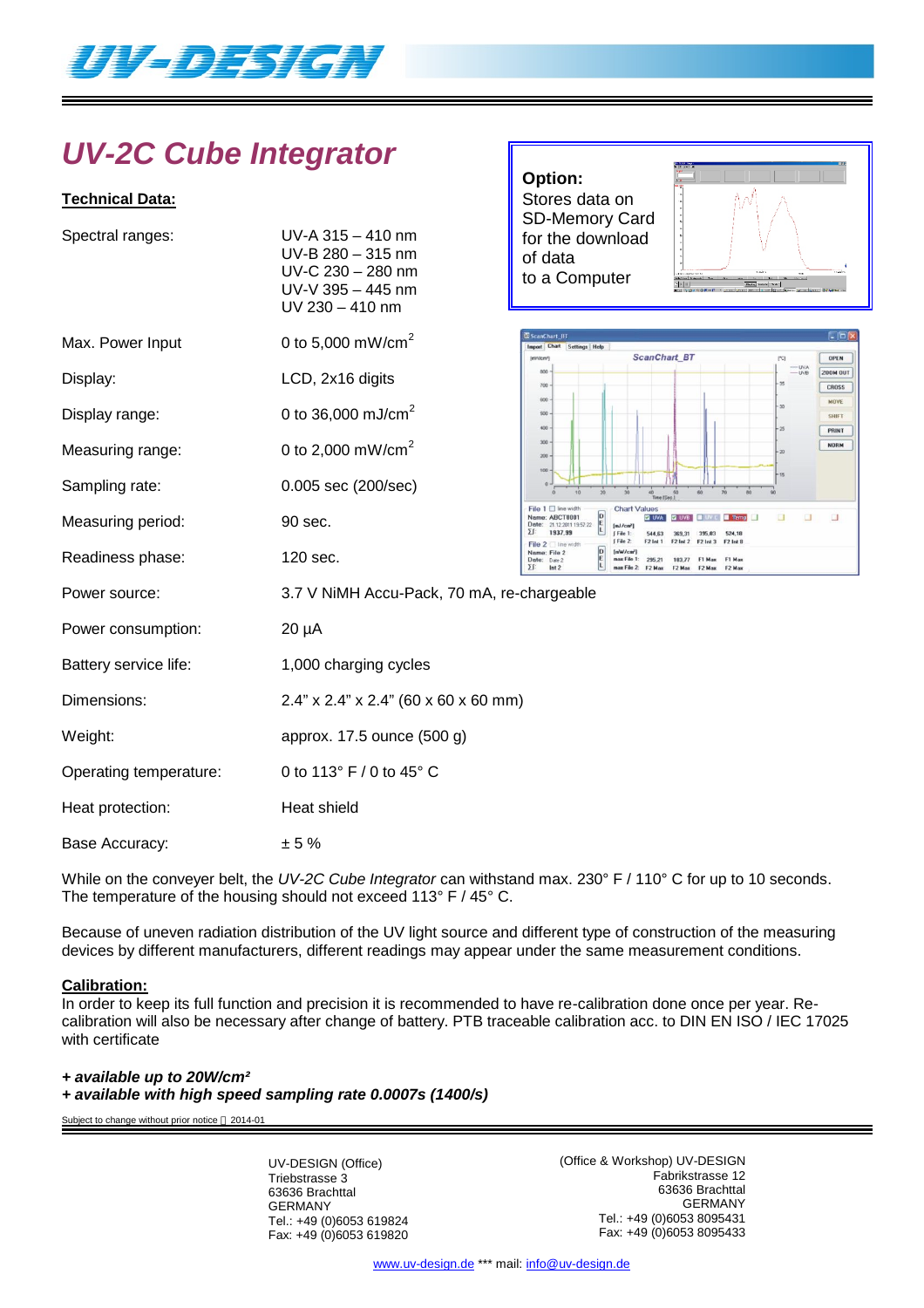# UV-2C Cube Integrator

**Option:**
Stores data on SD-Memory Card for the download of data to a Computer

**Technical Data:**

| | |
|---|---|
| Spectral ranges: | UV-A 315 – 410 nm<br>UV-B 280 – 315 nm<br>UV-C 230 – 280 nm<br>UV-V 395 – 445 nm<br>UV 230 – 410 nm |
| Max. Power Input | 0 to 5,000 mW/cm² |
| Display: | LCD, 2x16 digits |
| Display range: | 0 to 36,000 mJ/cm² |
| Measuring range: | 0 to 2,000 mW/cm² |
| Sampling rate: | 0.005 sec (200/sec) |
| Measuring period: | 90 sec. |
| Readiness phase: | 120 sec. |
| Power source: | 3.7 V NiMH Accu-Pack, 70 mA, re-chargeable |
| Power consumption: | 20 µA |
| Battery service life: | 1,000 charging cycles |
| Dimensions: | 2.4" x 2.4" x 2.4" (60 x 60 x 60 mm) |
| Weight: | approx. 17.5 ounce (500 g) |
| Operating temperature: | 0 to 113° F / 0 to 45° C |
| Heat protection: | Heat shield |
| Base Accuracy: | ± 5 % |

While on the conveyer belt, the *UV-2C Cube Integrator* can withstand max. 230° F / 110° C for up to 10 seconds. The temperature of the housing should not exceed 113° F / 45° C.

Because of uneven radiation distribution of the UV light source and different type of construction of the measuring devices by different manufacturers, different readings may appear under the same measurement conditions.

**Calibration:**

In order to keep its full function and precision it is recommended to have re-calibration done once per year. Re-calibration will also be necessary after change of battery. PTB traceable calibration acc. to DIN EN ISO / IEC 17025 with certificate

***+ available up to 20W/cm²***
***+ available with high speed sampling rate 0.0007s (1400/s)***

Subject to change without prior notice 2014-01

UV-DESIGN (Office)
Triebstrasse 3
63636 Brachttal
GERMANY
Tel.: +49 (0)6053 619824
Fax: +49 (0)6053 619820

(Office & Workshop) UV-DESIGN
Fabrikstrasse 12
63636 Brachttal
GERMANY
Tel.: +49 (0)6053 8095431
Fax: +49 (0)6053 8095433

www.uv-design.de *** mail: info@uv-design.de